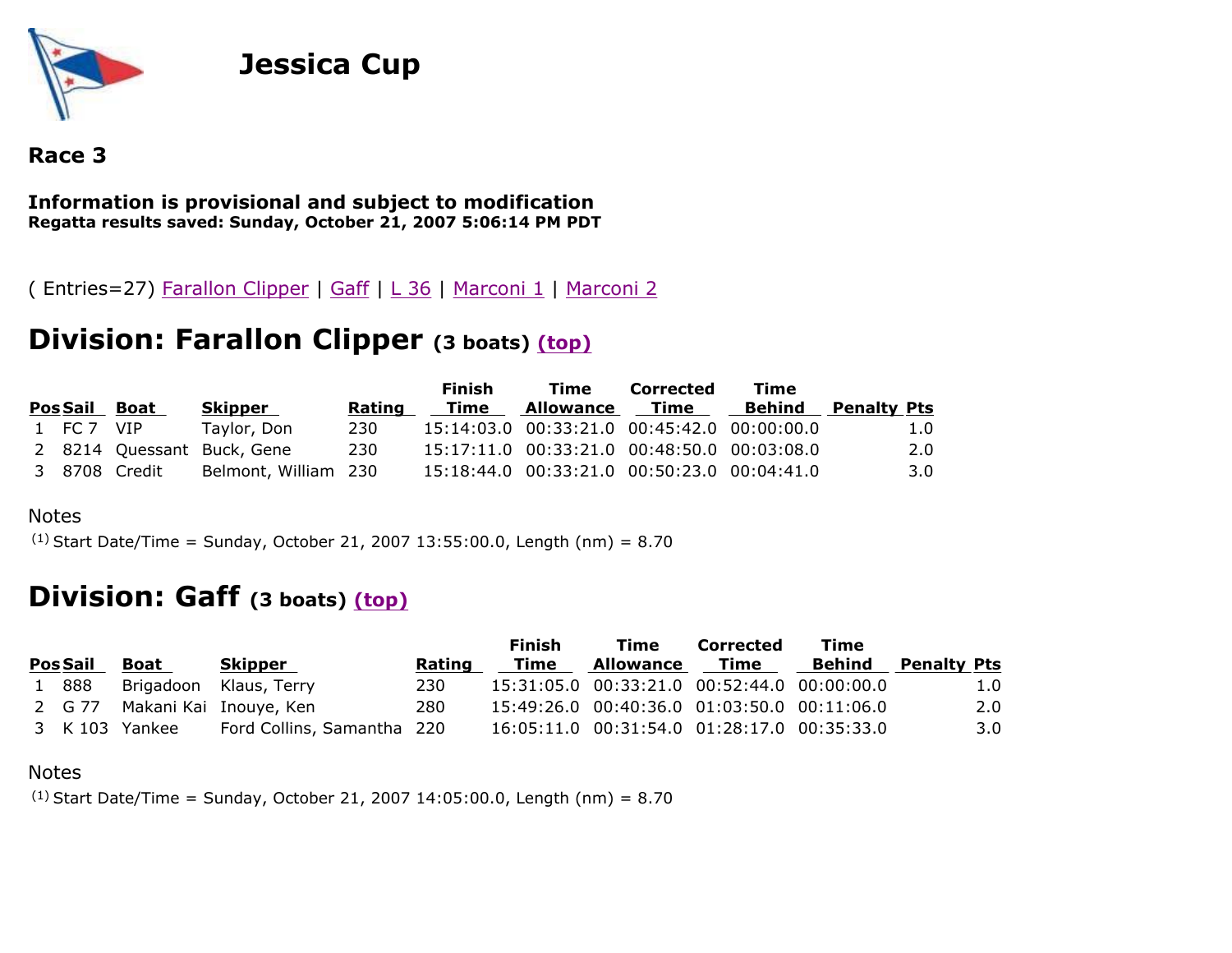# Jessica Cup

## Race 3

**Information is provisional and subject to modification**
**Regatta results saved: Sunday, October 21, 2007 5:06:14 PM PDT**

( Entries=27) Farallon Clipper | Gaff | L 36 | Marconi 1 | Marconi 2

## Division: Farallon Clipper (3 boats) (top)

| Pos | Sail | Boat | Skipper | Rating | Finish Time | Time Allowance | Corrected Time | Time Behind | Penalty | Pts |
|---|---|---|---|---|---|---|---|---|---|---|
| 1 | FC 7 | VIP | Taylor, Don | 230 | 15:14:03.0 | 00:33:21.0 | 00:45:42.0 | 00:00:00.0 | | 1.0 |
| 2 | 8214 | Quessant | Buck, Gene | 230 | 15:17:11.0 | 00:33:21.0 | 00:48:50.0 | 00:03:08.0 | | 2.0 |
| 3 | 8708 | Credit | Belmont, William | 230 | 15:18:44.0 | 00:33:21.0 | 00:50:23.0 | 00:04:41.0 | | 3.0 |

Notes
(1) Start Date/Time = Sunday, October 21, 2007 13:55:00.0, Length (nm) = 8.70

## Division: Gaff (3 boats) (top)

| Pos | Sail | Boat | Skipper | Rating | Finish Time | Time Allowance | Corrected Time | Time Behind | Penalty | Pts |
|---|---|---|---|---|---|---|---|---|---|---|
| 1 | 888 | Brigadoon | Klaus, Terry | 230 | 15:31:05.0 | 00:33:21.0 | 00:52:44.0 | 00:00:00.0 | | 1.0 |
| 2 | G 77 | Makani Kai | Inouye, Ken | 280 | 15:49:26.0 | 00:40:36.0 | 01:03:50.0 | 00:11:06.0 | | 2.0 |
| 3 | K 103 | Yankee | Ford Collins, Samantha | 220 | 16:05:11.0 | 00:31:54.0 | 01:28:17.0 | 00:35:33.0 | | 3.0 |

Notes
(1) Start Date/Time = Sunday, October 21, 2007 14:05:00.0, Length (nm) = 8.70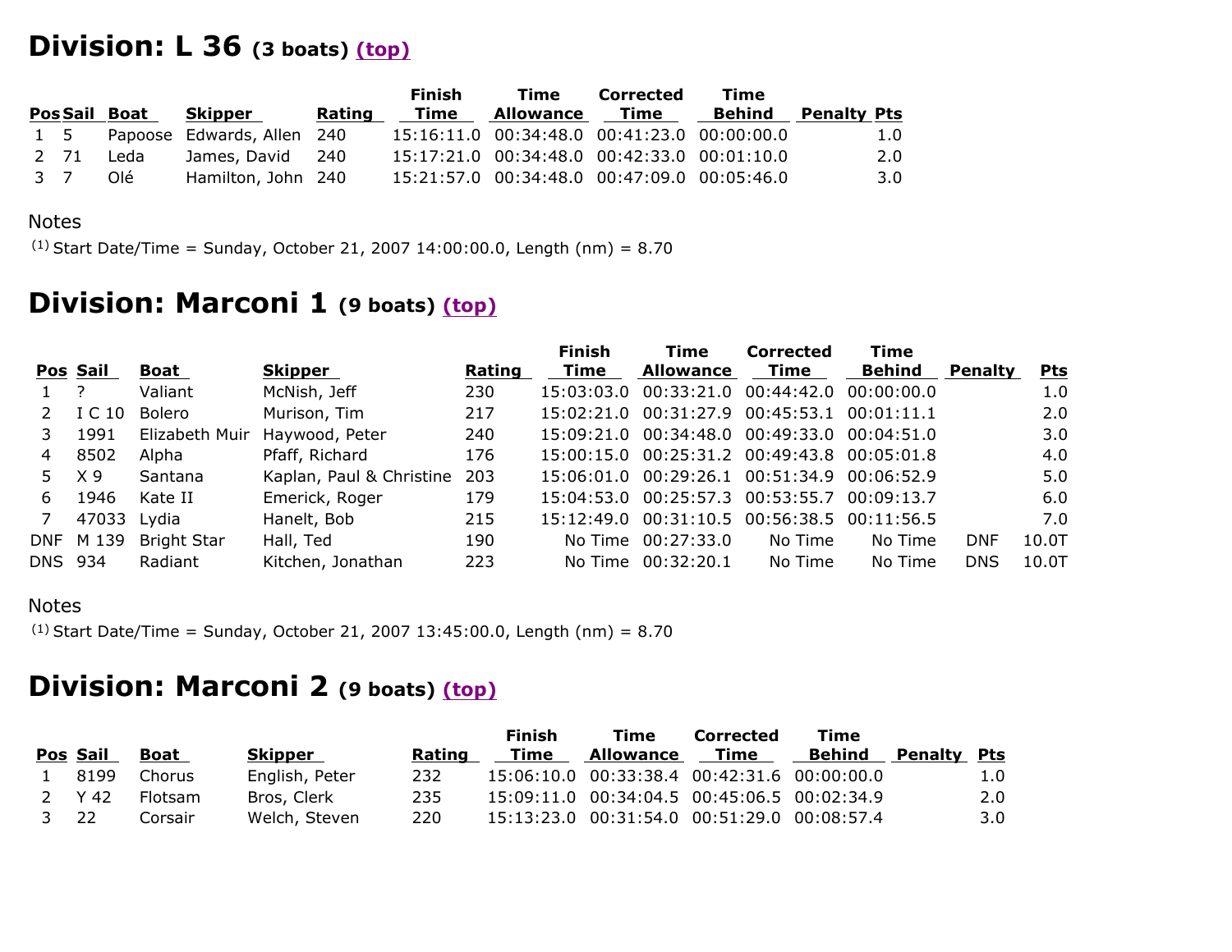# Division: L 36 (3 boats) (top)

| Pos | Sail | Boat | Skipper | Rating | Finish Time | Time Allowance | Corrected Time | Time Behind | Penalty | Pts |
|---|---|---|---|---|---|---|---|---|---|---|
| 1 | 5 | Papoose | Edwards, Allen | 240 | 15:16:11.0 | 00:34:48.0 | 00:41:23.0 | 00:00:00.0 | | 1.0 |
| 2 | 71 | Leda | James, David | 240 | 15:17:21.0 | 00:34:48.0 | 00:42:33.0 | 00:01:10.0 | | 2.0 |
| 3 | 7 | Olé | Hamilton, John | 240 | 15:21:57.0 | 00:34:48.0 | 00:47:09.0 | 00:05:46.0 | | 3.0 |

Notes

(1) Start Date/Time = Sunday, October 21, 2007 14:00:00.0, Length (nm) = 8.70

# Division: Marconi 1 (9 boats) (top)

| Pos | Sail | Boat | Skipper | Rating | Finish Time | Time Allowance | Corrected Time | Time Behind | Penalty | Pts |
|---|---|---|---|---|---|---|---|---|---|---|
| 1 | ? | Valiant | McNish, Jeff | 230 | 15:03:03.0 | 00:33:21.0 | 00:44:42.0 | 00:00:00.0 | | 1.0 |
| 2 | I C 10 | Bolero | Murison, Tim | 217 | 15:02:21.0 | 00:31:27.9 | 00:45:53.1 | 00:01:11.1 | | 2.0 |
| 3 | 1991 | Elizabeth Muir | Haywood, Peter | 240 | 15:09:21.0 | 00:34:48.0 | 00:49:33.0 | 00:04:51.0 | | 3.0 |
| 4 | 8502 | Alpha | Pfaff, Richard | 176 | 15:00:15.0 | 00:25:31.2 | 00:49:43.8 | 00:05:01.8 | | 4.0 |
| 5 | X 9 | Santana | Kaplan, Paul & Christine | 203 | 15:06:01.0 | 00:29:26.1 | 00:51:34.9 | 00:06:52.9 | | 5.0 |
| 6 | 1946 | Kate II | Emerick, Roger | 179 | 15:04:53.0 | 00:25:57.3 | 00:53:55.7 | 00:09:13.7 | | 6.0 |
| 7 | 47033 | Lydia | Hanelt, Bob | 215 | 15:12:49.0 | 00:31:10.5 | 00:56:38.5 | 00:11:56.5 | | 7.0 |
| DNF | M 139 | Bright Star | Hall, Ted | 190 | No Time | 00:27:33.0 | No Time | No Time | DNF | 10.0T |
| DNS | 934 | Radiant | Kitchen, Jonathan | 223 | No Time | 00:32:20.1 | No Time | No Time | DNS | 10.0T |

Notes

(1) Start Date/Time = Sunday, October 21, 2007 13:45:00.0, Length (nm) = 8.70

# Division: Marconi 2 (9 boats) (top)

| Pos | Sail | Boat | Skipper | Rating | Finish Time | Time Allowance | Corrected Time | Time Behind | Penalty | Pts |
|---|---|---|---|---|---|---|---|---|---|---|
| 1 | 8199 | Chorus | English, Peter | 232 | 15:06:10.0 | 00:33:38.4 | 00:42:31.6 | 00:00:00.0 | | 1.0 |
| 2 | Y 42 | Flotsam | Bros, Clerk | 235 | 15:09:11.0 | 00:34:04.5 | 00:45:06.5 | 00:02:34.9 | | 2.0 |
| 3 | 22 | Corsair | Welch, Steven | 220 | 15:13:23.0 | 00:31:54.0 | 00:51:29.0 | 00:08:57.4 | | 3.0 |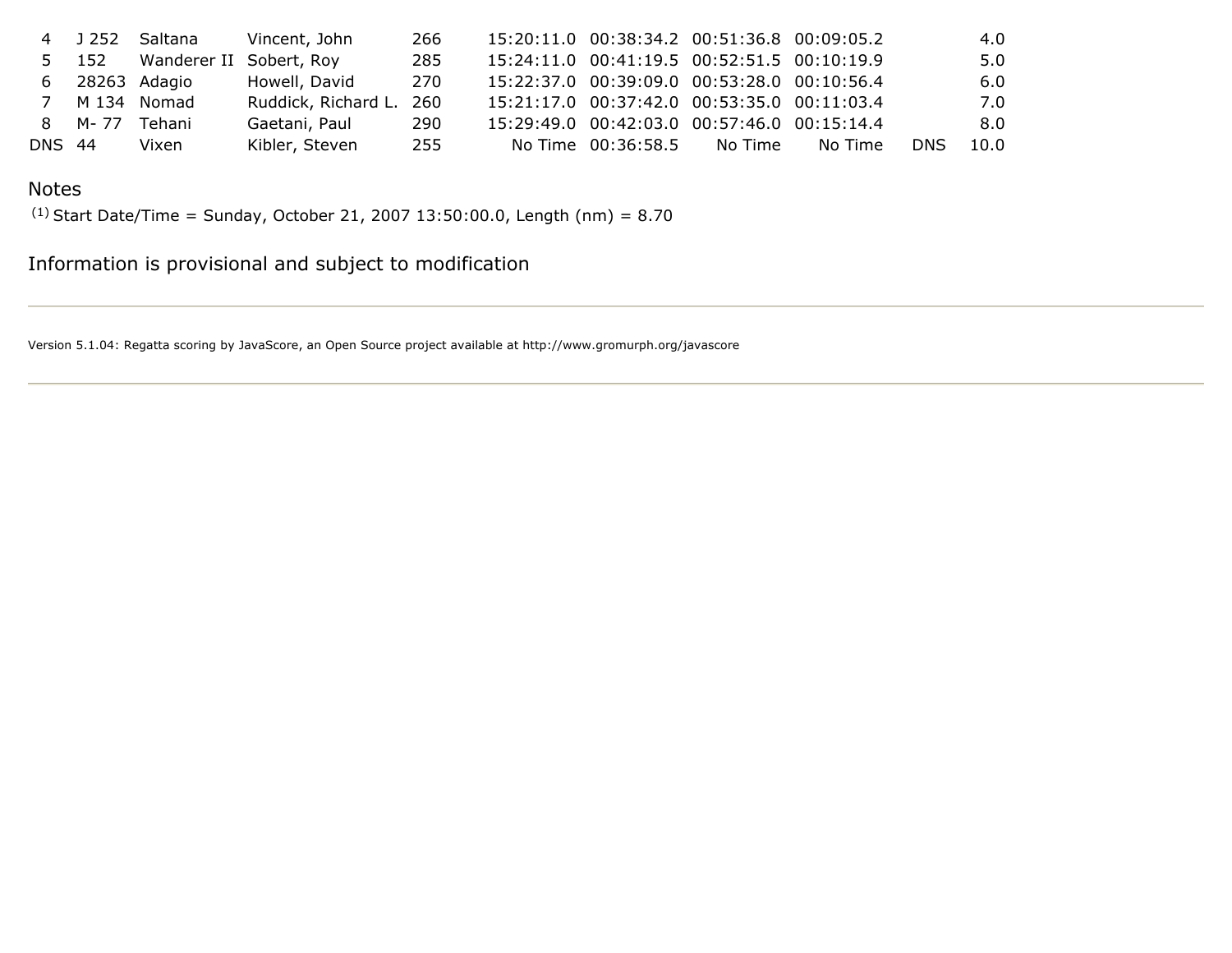| | | | | | | | | | | |
|---|---|---|---|---|---|---|---|---|---|---|
| 4 | J 252 | Saltana | Vincent, John | 266 | 15:20:11.0 | 00:38:34.2 | 00:51:36.8 | 00:09:05.2 | | 4.0 |
| 5 | 152 | Wanderer II | Sobert, Roy | 285 | 15:24:11.0 | 00:41:19.5 | 00:52:51.5 | 00:10:19.9 | | 5.0 |
| 6 | 28263 | Adagio | Howell, David | 270 | 15:22:37.0 | 00:39:09.0 | 00:53:28.0 | 00:10:56.4 | | 6.0 |
| 7 | M 134 | Nomad | Ruddick, Richard L. | 260 | 15:21:17.0 | 00:37:42.0 | 00:53:35.0 | 00:11:03.4 | | 7.0 |
| 8 | M- 77 | Tehani | Gaetani, Paul | 290 | 15:29:49.0 | 00:42:03.0 | 00:57:46.0 | 00:15:14.4 | | 8.0 |
| DNS | 44 | Vixen | Kibler, Steven | 255 | No Time | 00:36:58.5 | No Time | No Time | DNS | 10.0 |

## Notes

(1) Start Date/Time = Sunday, October 21, 2007 13:50:00.0, Length (nm) = 8.70

## Information is provisional and subject to modification

---

Version 5.1.04: Regatta scoring by JavaScore, an Open Source project available at http://www.gromurph.org/javascore

---